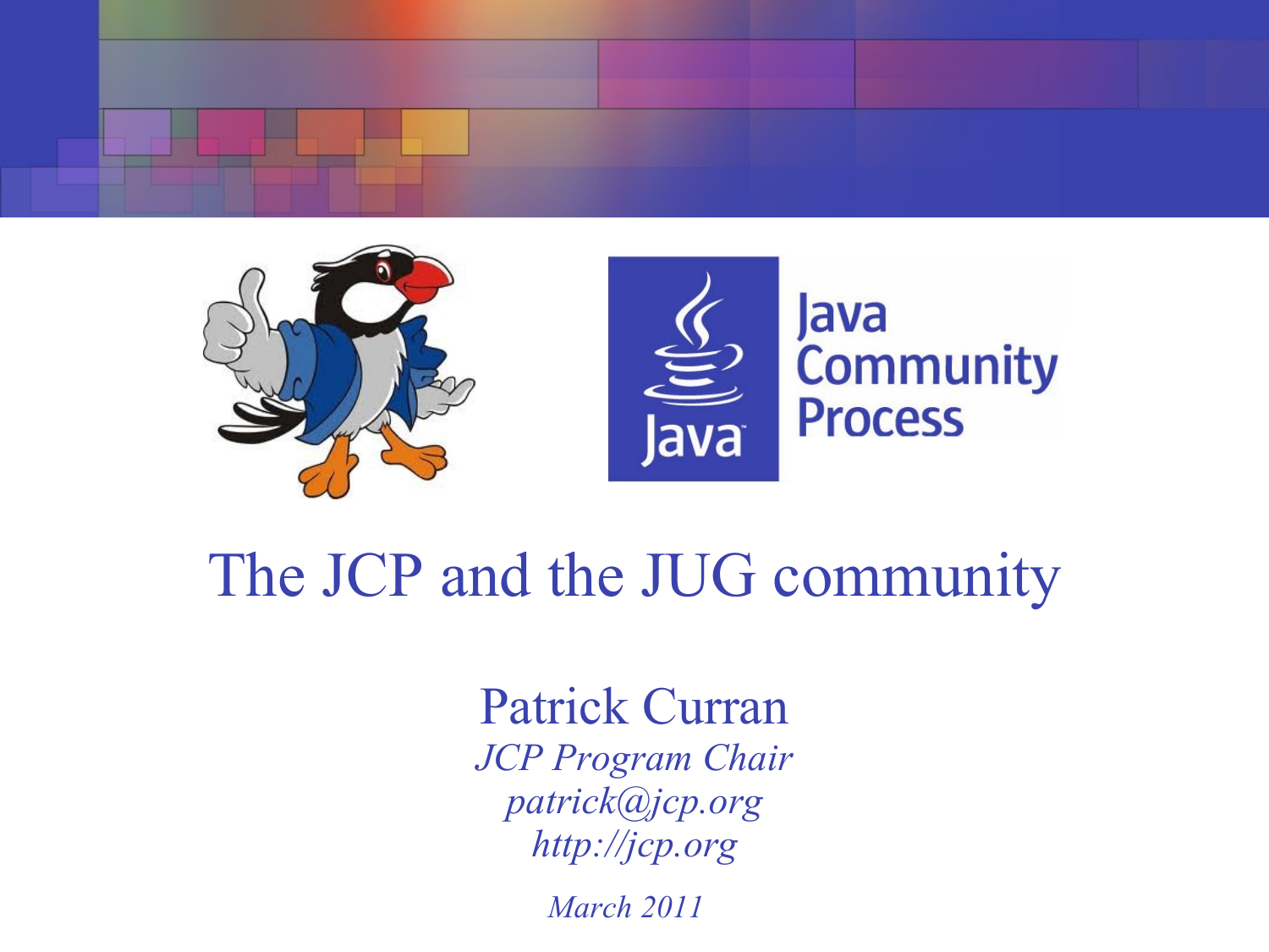# The JCP and the JUG community

Patrick Curran

*JCP Program Chair*

*patrick@jcp.org*

*http://jcp.org*

*March 2011*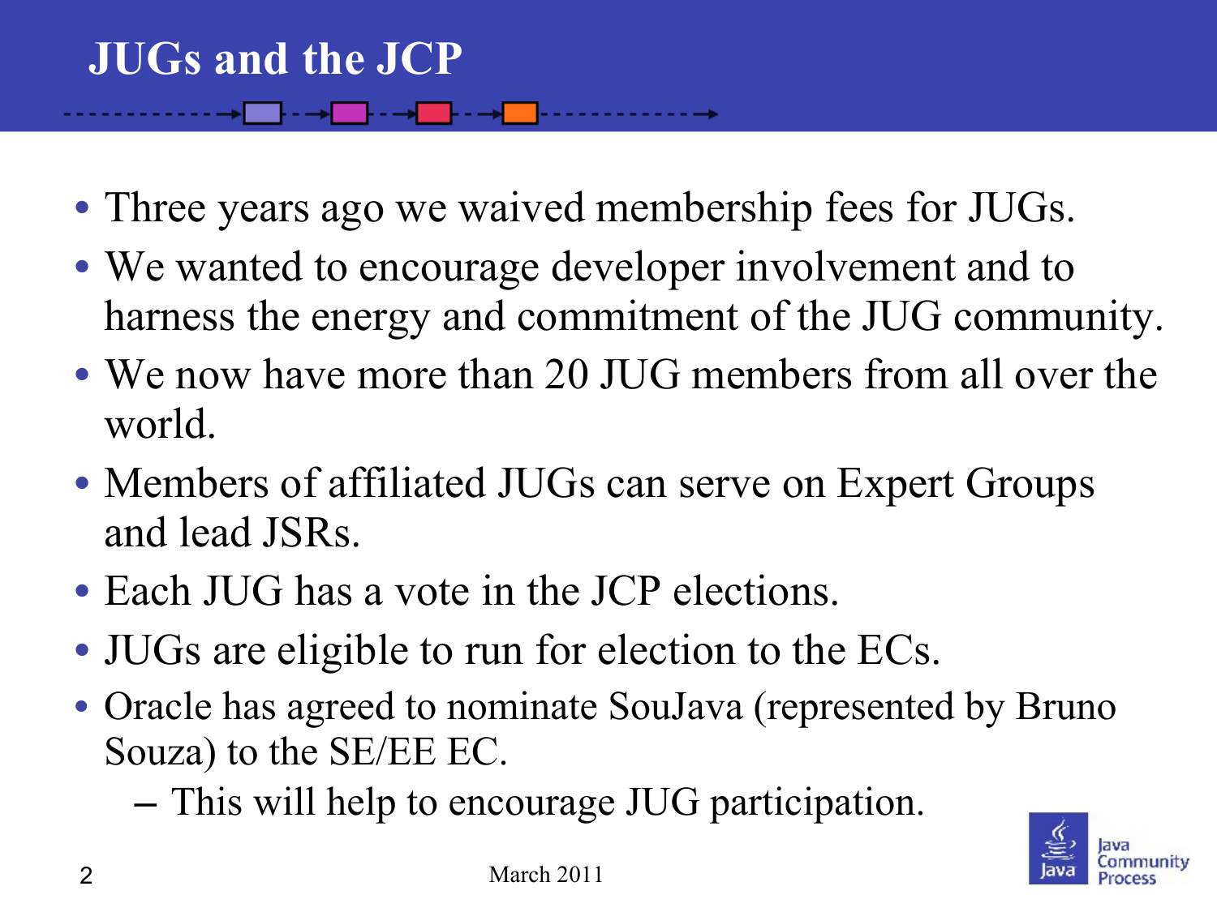# JUGs and the JCP

- Three years ago we waived membership fees for JUGs.
- We wanted to encourage developer involvement and to harness the energy and commitment of the JUG community.
- We now have more than 20 JUG members from all over the world.
- Members of affiliated JUGs can serve on Expert Groups and lead JSRs.
- Each JUG has a vote in the JCP elections.
- JUGs are eligible to run for election to the ECs.
- Oracle has agreed to nominate SouJava (represented by Bruno Souza) to the SE/EE EC.
  - This will help to encourage JUG participation.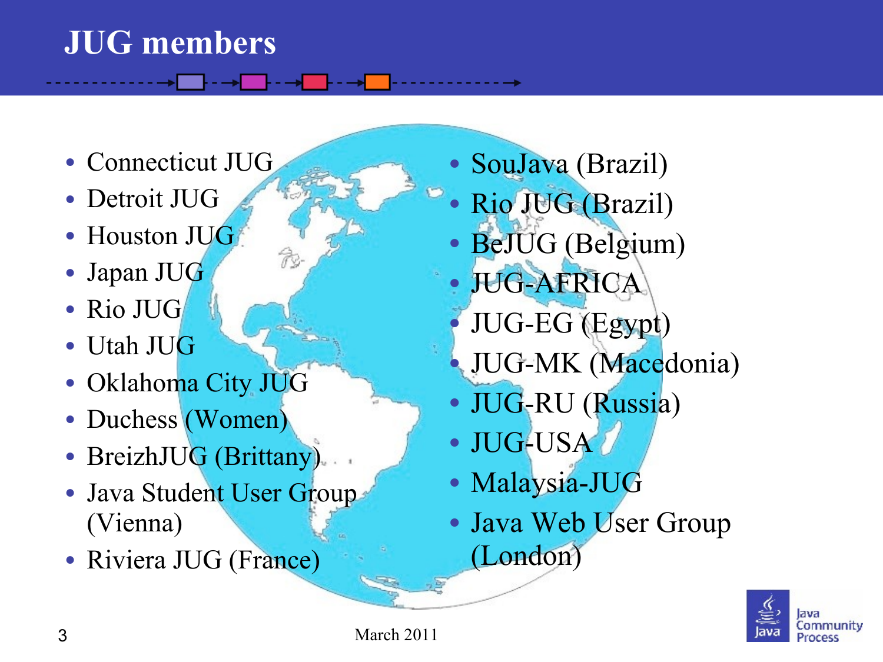# JUG members

- Connecticut JUG
- Detroit JUG
- Houston JUG
- Japan JUG
- Rio JUG
- Utah JUG
- Oklahoma City JUG
- Duchess (Women)
- BreizhJUG (Brittany)
- Java Student User Group (Vienna)
- Riviera JUG (France)
- SouJava (Brazil)
- Rio JUG (Brazil)
- BeJUG (Belgium)
- JUG-AFRICA
- JUG-EG (Egypt)
- JUG-MK (Macedonia)
- JUG-RU (Russia)
- JUG-USA
- Malaysia-JUG
- Java Web User Group (London)

March 2011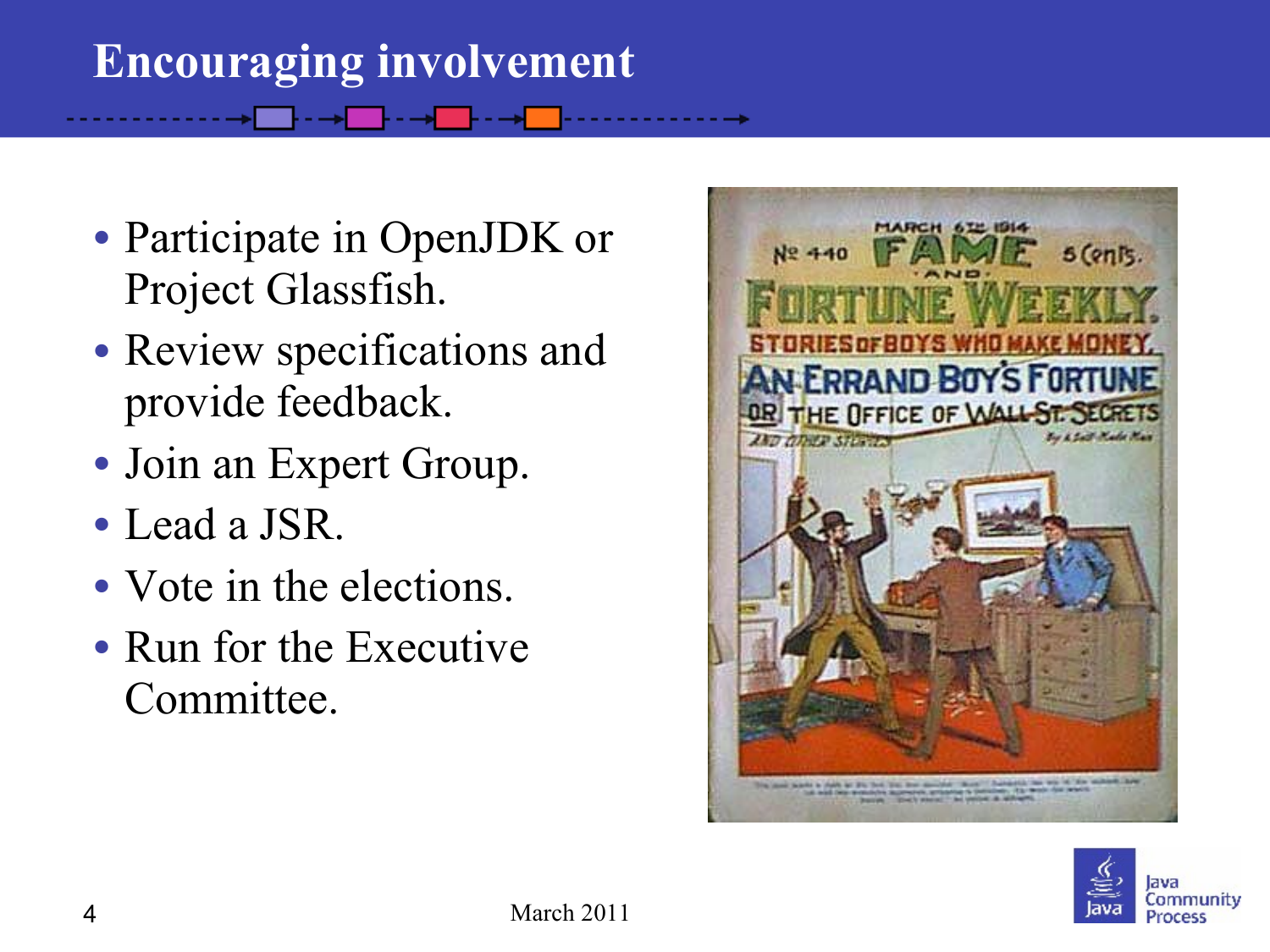# Encouraging involvement

- Participate in OpenJDK or Project Glassfish.
- Review specifications and provide feedback.
- Join an Expert Group.
- Lead a JSR.
- Vote in the elections.
- Run for the Executive Committee.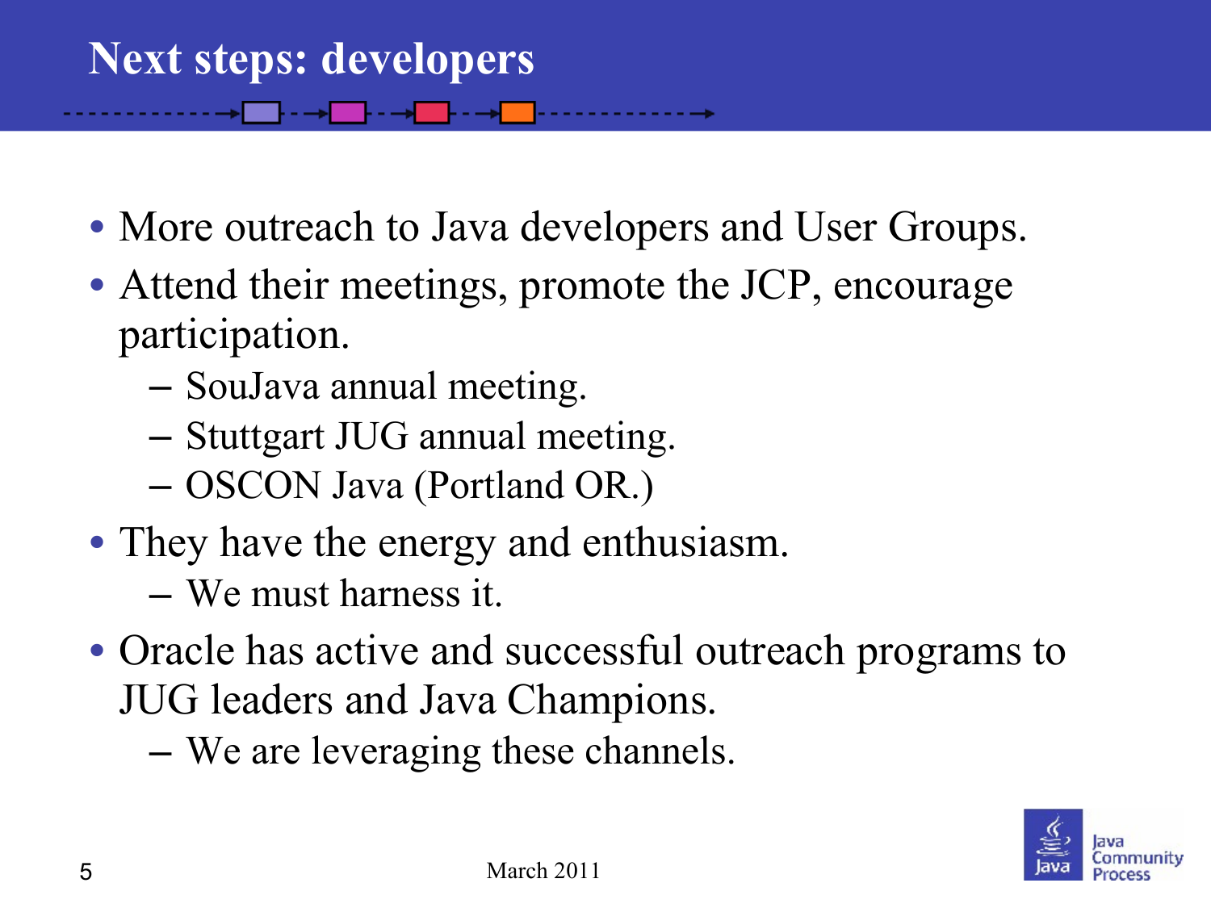# Next steps: developers

- More outreach to Java developers and User Groups.
- Attend their meetings, promote the JCP, encourage participation.
  - SouJava annual meeting.
  - Stuttgart JUG annual meeting.
  - OSCON Java (Portland OR.)
- They have the energy and enthusiasm.
  - We must harness it.
- Oracle has active and successful outreach programs to JUG leaders and Java Champions.
  - We are leveraging these channels.

March 2011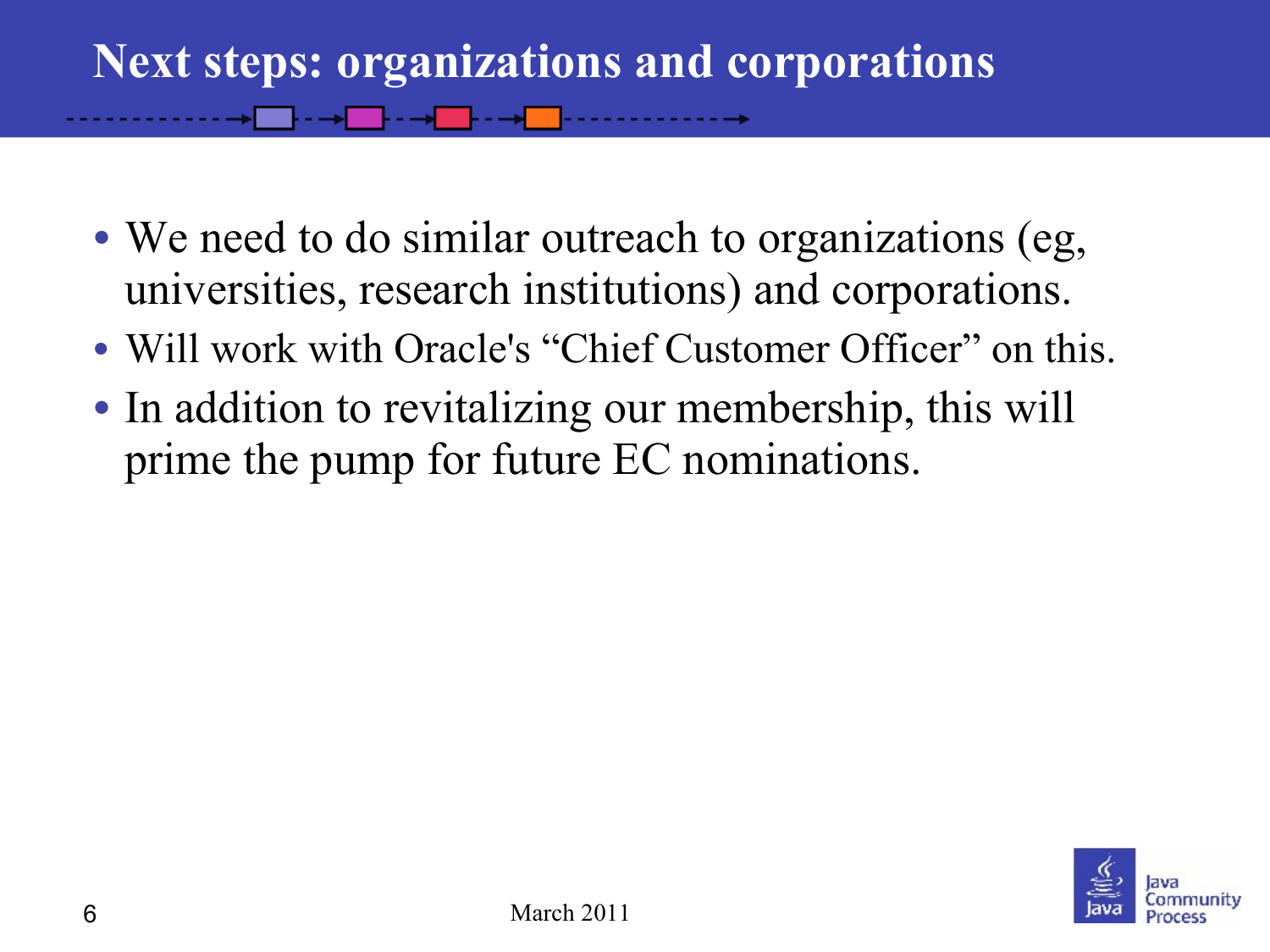# Next steps: organizations and corporations

- We need to do similar outreach to organizations (eg, universities, research institutions) and corporations.
- Will work with Oracle's "Chief Customer Officer" on this.
- In addition to revitalizing our membership, this will prime the pump for future EC nominations.